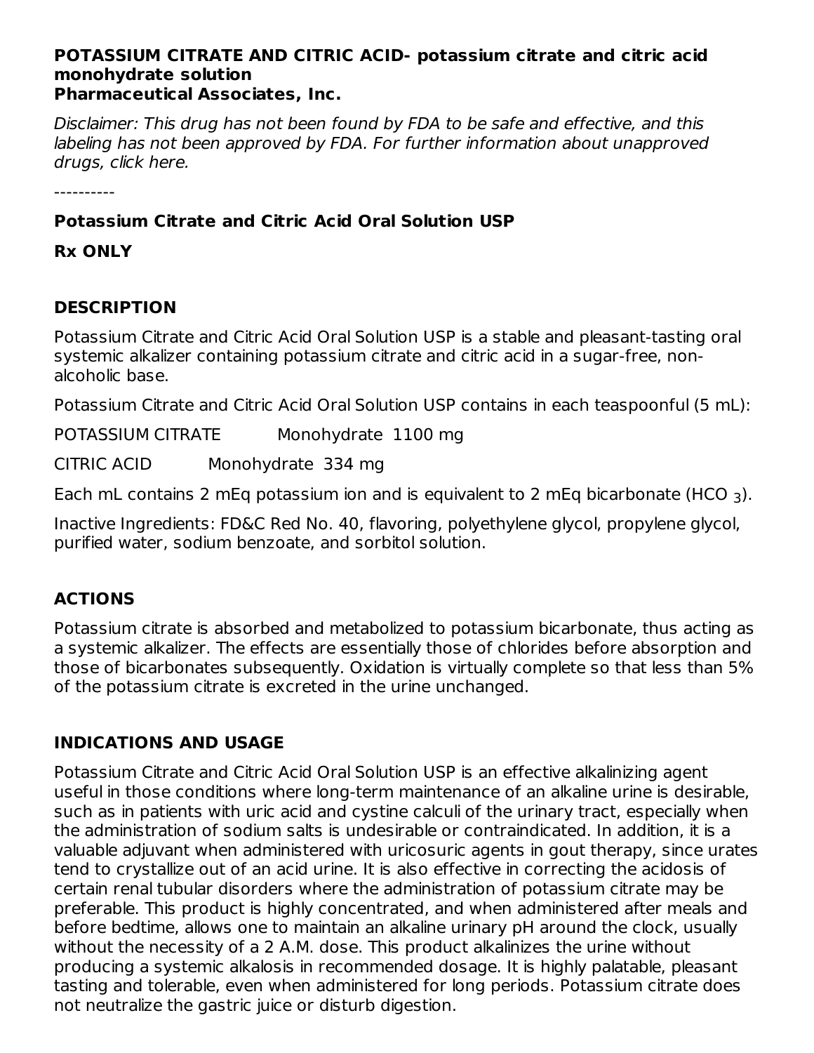**POTASSIUM CITRATE AND CITRIC ACID- potassium citrate and citric acid monohydrate solution**
**Pharmaceutical Associates, Inc.**

*Disclaimer: This drug has not been found by FDA to be safe and effective, and this labeling has not been approved by FDA. For further information about unapproved drugs, click here.*

----------

**Potassium Citrate and Citric Acid Oral Solution USP**

**Rx ONLY**

## DESCRIPTION

Potassium Citrate and Citric Acid Oral Solution USP is a stable and pleasant-tasting oral systemic alkalizer containing potassium citrate and citric acid in a sugar-free, non-alcoholic base.

Potassium Citrate and Citric Acid Oral Solution USP contains in each teaspoonful (5 mL):

POTASSIUM CITRATE Monohydrate 1100 mg

CITRIC ACID Monohydrate 334 mg

Each mL contains 2 mEq potassium ion and is equivalent to 2 mEq bicarbonate ($HCO_3$).

Inactive Ingredients: FD&C Red No. 40, flavoring, polyethylene glycol, propylene glycol, purified water, sodium benzoate, and sorbitol solution.

## ACTIONS

Potassium citrate is absorbed and metabolized to potassium bicarbonate, thus acting as a systemic alkalizer. The effects are essentially those of chlorides before absorption and those of bicarbonates subsequently. Oxidation is virtually complete so that less than 5% of the potassium citrate is excreted in the urine unchanged.

## INDICATIONS AND USAGE

Potassium Citrate and Citric Acid Oral Solution USP is an effective alkalinizing agent useful in those conditions where long-term maintenance of an alkaline urine is desirable, such as in patients with uric acid and cystine calculi of the urinary tract, especially when the administration of sodium salts is undesirable or contraindicated. In addition, it is a valuable adjuvant when administered with uricosuric agents in gout therapy, since urates tend to crystallize out of an acid urine. It is also effective in correcting the acidosis of certain renal tubular disorders where the administration of potassium citrate may be preferable. This product is highly concentrated, and when administered after meals and before bedtime, allows one to maintain an alkaline urinary pH around the clock, usually without the necessity of a 2 A.M. dose. This product alkalinizes the urine without producing a systemic alkalosis in recommended dosage. It is highly palatable, pleasant tasting and tolerable, even when administered for long periods. Potassium citrate does not neutralize the gastric juice or disturb digestion.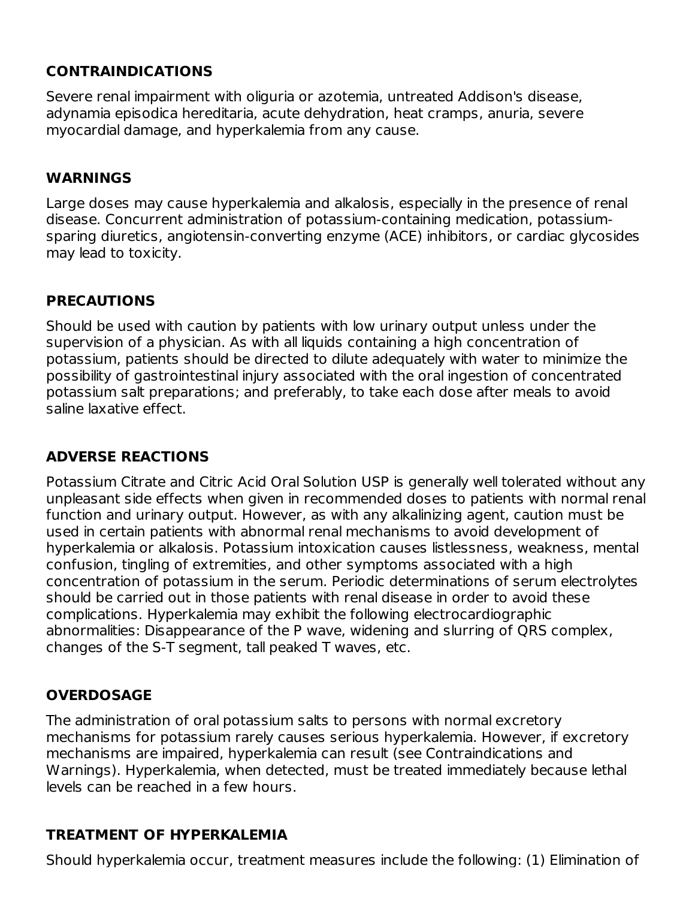## CONTRAINDICATIONS

Severe renal impairment with oliguria or azotemia, untreated Addison's disease, adynamia episodica hereditaria, acute dehydration, heat cramps, anuria, severe myocardial damage, and hyperkalemia from any cause.

## WARNINGS

Large doses may cause hyperkalemia and alkalosis, especially in the presence of renal disease. Concurrent administration of potassium-containing medication, potassium-sparing diuretics, angiotensin-converting enzyme (ACE) inhibitors, or cardiac glycosides may lead to toxicity.

## PRECAUTIONS

Should be used with caution by patients with low urinary output unless under the supervision of a physician. As with all liquids containing a high concentration of potassium, patients should be directed to dilute adequately with water to minimize the possibility of gastrointestinal injury associated with the oral ingestion of concentrated potassium salt preparations; and preferably, to take each dose after meals to avoid saline laxative effect.

## ADVERSE REACTIONS

Potassium Citrate and Citric Acid Oral Solution USP is generally well tolerated without any unpleasant side effects when given in recommended doses to patients with normal renal function and urinary output. However, as with any alkalinizing agent, caution must be used in certain patients with abnormal renal mechanisms to avoid development of hyperkalemia or alkalosis. Potassium intoxication causes listlessness, weakness, mental confusion, tingling of extremities, and other symptoms associated with a high concentration of potassium in the serum. Periodic determinations of serum electrolytes should be carried out in those patients with renal disease in order to avoid these complications. Hyperkalemia may exhibit the following electrocardiographic abnormalities: Disappearance of the P wave, widening and slurring of QRS complex, changes of the S-T segment, tall peaked T waves, etc.

## OVERDOSAGE

The administration of oral potassium salts to persons with normal excretory mechanisms for potassium rarely causes serious hyperkalemia. However, if excretory mechanisms are impaired, hyperkalemia can result (see Contraindications and Warnings). Hyperkalemia, when detected, must be treated immediately because lethal levels can be reached in a few hours.

## TREATMENT OF HYPERKALEMIA

Should hyperkalemia occur, treatment measures include the following: (1) Elimination of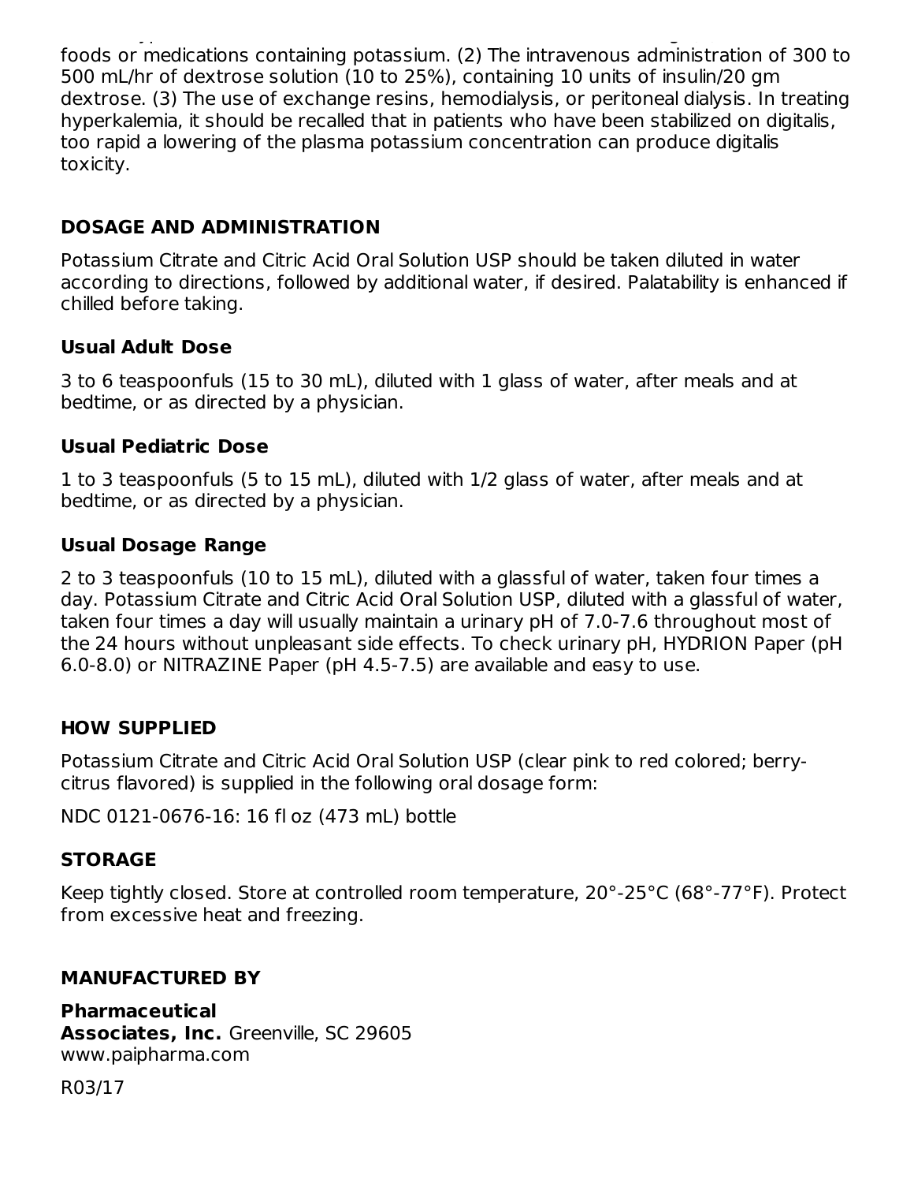foods or medications containing potassium. (2) The intravenous administration of 300 to 500 mL/hr of dextrose solution (10 to 25%), containing 10 units of insulin/20 gm dextrose. (3) The use of exchange resins, hemodialysis, or peritoneal dialysis. In treating hyperkalemia, it should be recalled that in patients who have been stabilized on digitalis, too rapid a lowering of the plasma potassium concentration can produce digitalis toxicity.

## DOSAGE AND ADMINISTRATION

Potassium Citrate and Citric Acid Oral Solution USP should be taken diluted in water according to directions, followed by additional water, if desired. Palatability is enhanced if chilled before taking.

### Usual Adult Dose

3 to 6 teaspoonfuls (15 to 30 mL), diluted with 1 glass of water, after meals and at bedtime, or as directed by a physician.

### Usual Pediatric Dose

1 to 3 teaspoonfuls (5 to 15 mL), diluted with 1/2 glass of water, after meals and at bedtime, or as directed by a physician.

### Usual Dosage Range

2 to 3 teaspoonfuls (10 to 15 mL), diluted with a glassful of water, taken four times a day. Potassium Citrate and Citric Acid Oral Solution USP, diluted with a glassful of water, taken four times a day will usually maintain a urinary pH of 7.0-7.6 throughout most of the 24 hours without unpleasant side effects. To check urinary pH, HYDRION Paper (pH 6.0-8.0) or NITRAZINE Paper (pH 4.5-7.5) are available and easy to use.

## HOW SUPPLIED

Potassium Citrate and Citric Acid Oral Solution USP (clear pink to red colored; berry-citrus flavored) is supplied in the following oral dosage form:

NDC 0121-0676-16: 16 fl oz (473 mL) bottle

## STORAGE

Keep tightly closed. Store at controlled room temperature, 20°-25°C (68°-77°F). Protect from excessive heat and freezing.

## MANUFACTURED BY

**Pharmaceutical Associates, Inc.** Greenville, SC 29605
www.paipharma.com

R03/17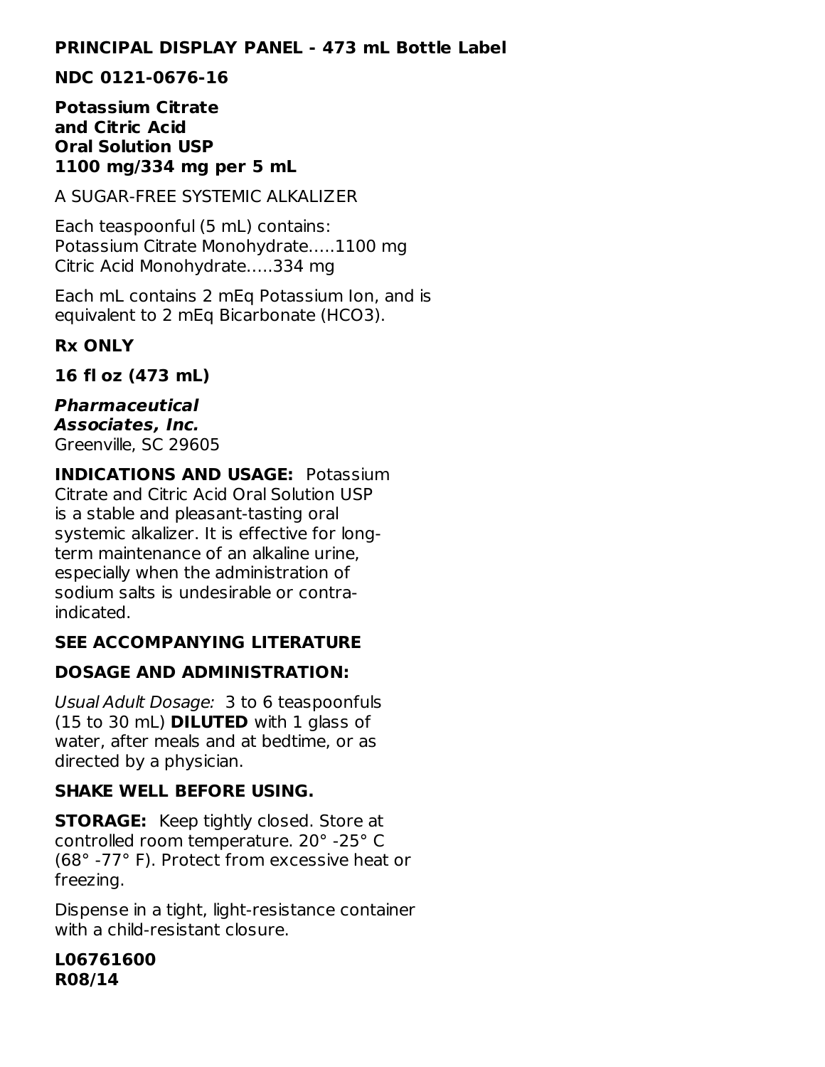**PRINCIPAL DISPLAY PANEL - 473 mL Bottle Label**

**NDC 0121-0676-16**

**Potassium Citrate**
**and Citric Acid**
**Oral Solution USP**
**1100 mg/334 mg per 5 mL**

A SUGAR-FREE SYSTEMIC ALKALIZER

Each teaspoonful (5 mL) contains:
Potassium Citrate Monohydrate.....1100 mg
Citric Acid Monohydrate.....334 mg

Each mL contains 2 mEq Potassium Ion, and is equivalent to 2 mEq Bicarbonate ($HCO_3$).

**Rx ONLY**

**16 fl oz (473 mL)**

***Pharmaceutical***
***Associates, Inc.***
Greenville, SC 29605

**INDICATIONS AND USAGE:** Potassium Citrate and Citric Acid Oral Solution USP is a stable and pleasant-tasting oral systemic alkalizer. It is effective for long-term maintenance of an alkaline urine, especially when the administration of sodium salts is undesirable or contra-indicated.

**SEE ACCOMPANYING LITERATURE**

**DOSAGE AND ADMINISTRATION:**

*Usual Adult Dosage:* 3 to 6 teaspoonfuls (15 to 30 mL) **DILUTED** with 1 glass of water, after meals and at bedtime, or as directed by a physician.

**SHAKE WELL BEFORE USING.**

**STORAGE:** Keep tightly closed. Store at controlled room temperature. 20° -25° C (68° -77° F). Protect from excessive heat or freezing.

Dispense in a tight, light-resistance container with a child-resistant closure.

**L06761600**
**R08/14**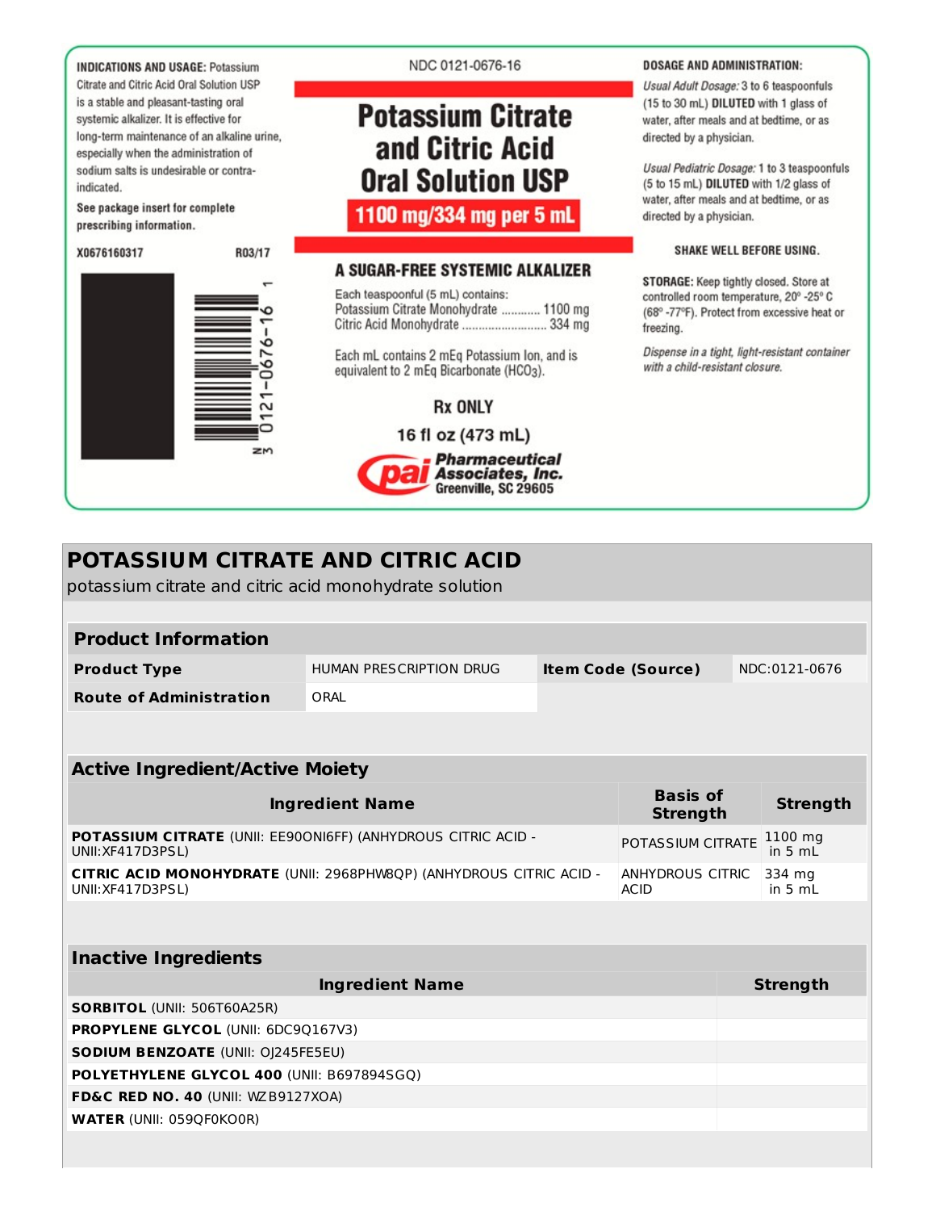**INDICATIONS AND USAGE:** Potassium Citrate and Citric Acid Oral Solution USP is a stable and pleasant-tasting oral systemic alkalizer. It is effective for long-term maintenance of an alkaline urine, especially when the administration of sodium salts is undesirable or contra-indicated.

**See package insert for complete prescribing information.**

X0676160317 R03/17

N 3 0121-0676-16 1

NDC 0121-0676-16

# Potassium Citrate and Citric Acid Oral Solution USP

**1100 mg/334 mg per 5 mL**

**A SUGAR-FREE SYSTEMIC ALKALIZER**

Each teaspoonful (5 mL) contains:
Potassium Citrate Monohydrate ............ 1100 mg
Citric Acid Monohydrate .......................... 334 mg

Each mL contains 2 mEq Potassium Ion, and is equivalent to 2 mEq Bicarbonate ($HCO_3$).

**Rx ONLY**

**16 fl oz (473 mL)**

**pai Pharmaceutical Associates, Inc.**
Greenville, SC 29605

**DOSAGE AND ADMINISTRATION:**

*Usual Adult Dosage:* 3 to 6 teaspoonfuls (15 to 30 mL) **DILUTED** with 1 glass of water, after meals and at bedtime, or as directed by a physician.

*Usual Pediatric Dosage:* 1 to 3 teaspoonfuls (5 to 15 mL) **DILUTED** with 1/2 glass of water, after meals and at bedtime, or as directed by a physician.

**SHAKE WELL BEFORE USING.**

**STORAGE:** Keep tightly closed. Store at controlled room temperature, 20° -25° C (68° -77°F). Protect from excessive heat or freezing.

*Dispense in a tight, light-resistant container with a child-resistant closure.*

## POTASSIUM CITRATE AND CITRIC ACID

potassium citrate and citric acid monohydrate solution

| Product Information | | | |
|---|---|---|---|
| **Product Type** | HUMAN PRESCRIPTION DRUG | **Item Code (Source)** | NDC:0121-0676 |
| **Route of Administration** | ORAL | | |

| Active Ingredient/Active Moiety | | |
|---|---|---|
| **Ingredient Name** | **Basis of Strength** | **Strength** |
| **POTASSIUM CITRATE** (UNII: EE90ONI6FF) (ANHYDROUS CITRIC ACID - UNII:XF417D3PSL) | POTASSIUM CITRATE | 1100 mg in 5 mL |
| **CITRIC ACID MONOHYDRATE** (UNII: 2968PHW8QP) (ANHYDROUS CITRIC ACID - UNII:XF417D3PSL) | ANHYDROUS CITRIC ACID | 334 mg in 5 mL |

| Inactive Ingredients | |
|---|---|
| **Ingredient Name** | **Strength** |
| **SORBITOL** (UNII: 506T60A25R) | |
| **PROPYLENE GLYCOL** (UNII: 6DC9Q167V3) | |
| **SODIUM BENZOATE** (UNII: OJ245FE5EU) | |
| **POLYETHYLENE GLYCOL 400** (UNII: B697894SGQ) | |
| **FD&C RED NO. 40** (UNII: WZB9127XOA) | |
| **WATER** (UNII: 059QF0KO0R) | |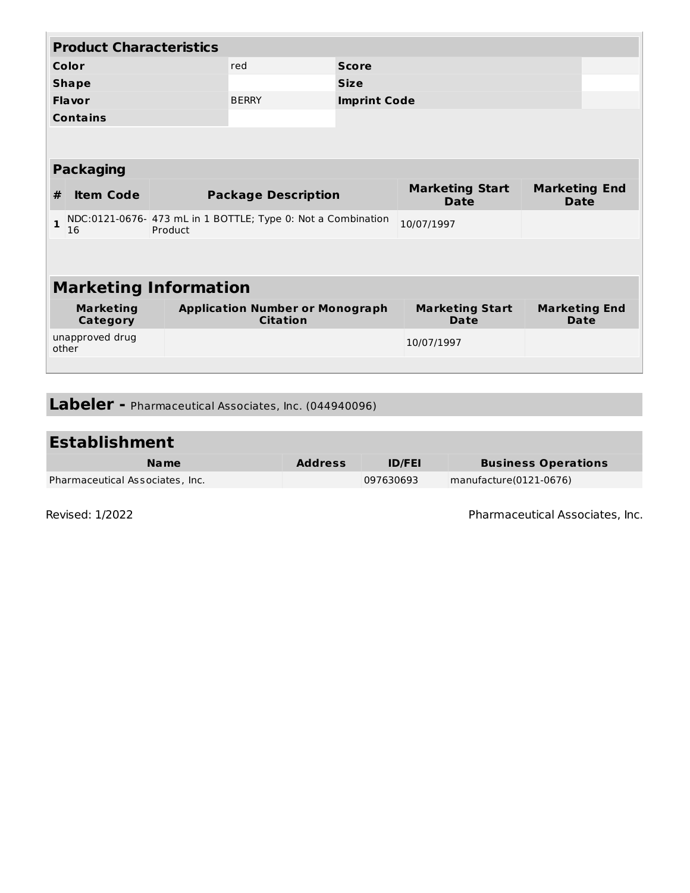| Product Characteristics | | | |
| --- | --- | --- | --- |
| **Color** | red | **Score** | |
| **Shape** | | **Size** | |
| **Flavor** | BERRY | **Imprint Code** | |
| **Contains** | | | |

| Packaging | | | | |
| --- | --- | --- | --- | --- |
| **#** | **Item Code** | **Package Description** | **Marketing Start Date** | **Marketing End Date** |
| 1 | NDC:0121-0676-16 | 473 mL in 1 BOTTLE; Type 0: Not a Combination Product | 10/07/1997 | |

| Marketing Information | | | |
| --- | --- | --- | --- |
| **Marketing Category** | **Application Number or Monograph Citation** | **Marketing Start Date** | **Marketing End Date** |
| unapproved drug other | | 10/07/1997 | |

**Labeler -** Pharmaceutical Associates, Inc. (044940096)

| Establishment | | | |
| --- | --- | --- | --- |
| **Name** | **Address** | **ID/FEI** | **Business Operations** |
| Pharmaceutical Associates, Inc. | | 097630693 | manufacture(0121-0676) |

Revised: 1/2022

Pharmaceutical Associates, Inc.